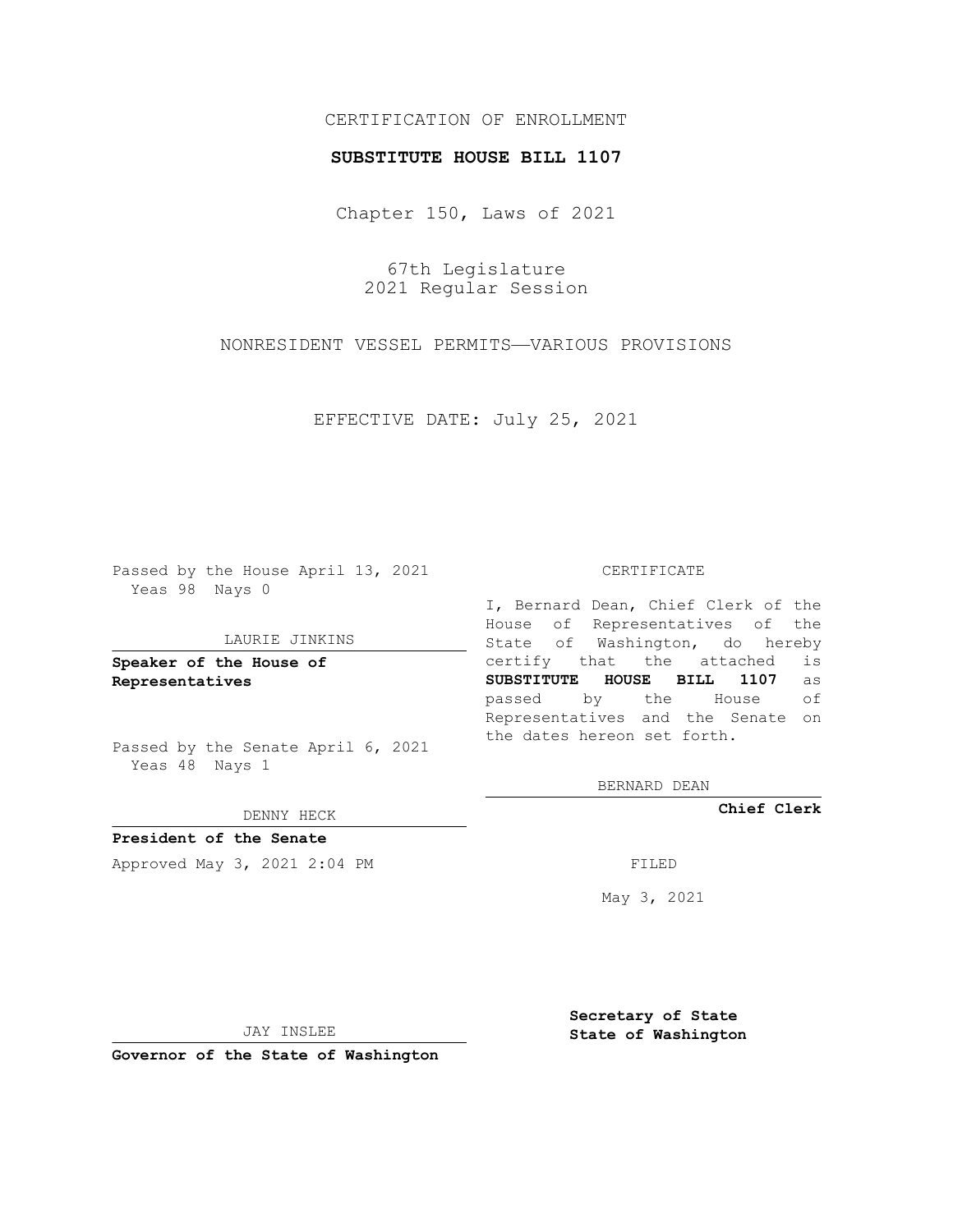CERTIFICATION OF ENROLLMENT

**SUBSTITUTE HOUSE BILL 1107**

Chapter 150, Laws of 2021

67th Legislature
2021 Regular Session

NONRESIDENT VESSEL PERMITS—VARIOUS PROVISIONS

EFFECTIVE DATE: July 25, 2021

Passed by the House April 13, 2021
Yeas 98 Nays 0

LAURIE JINKINS

**Speaker of the House of Representatives**

Passed by the Senate April 6, 2021
Yeas 48 Nays 1

DENNY HECK

**President of the Senate**

Approved May 3, 2021 2:04 PM

JAY INSLEE

**Governor of the State of Washington**

CERTIFICATE

I, Bernard Dean, Chief Clerk of the House of Representatives of the State of Washington, do hereby certify that the attached is **SUBSTITUTE HOUSE BILL 1107** as passed by the House of Representatives and the Senate on the dates hereon set forth.

BERNARD DEAN

**Chief Clerk**

FILED

May 3, 2021

**Secretary of State**
**State of Washington**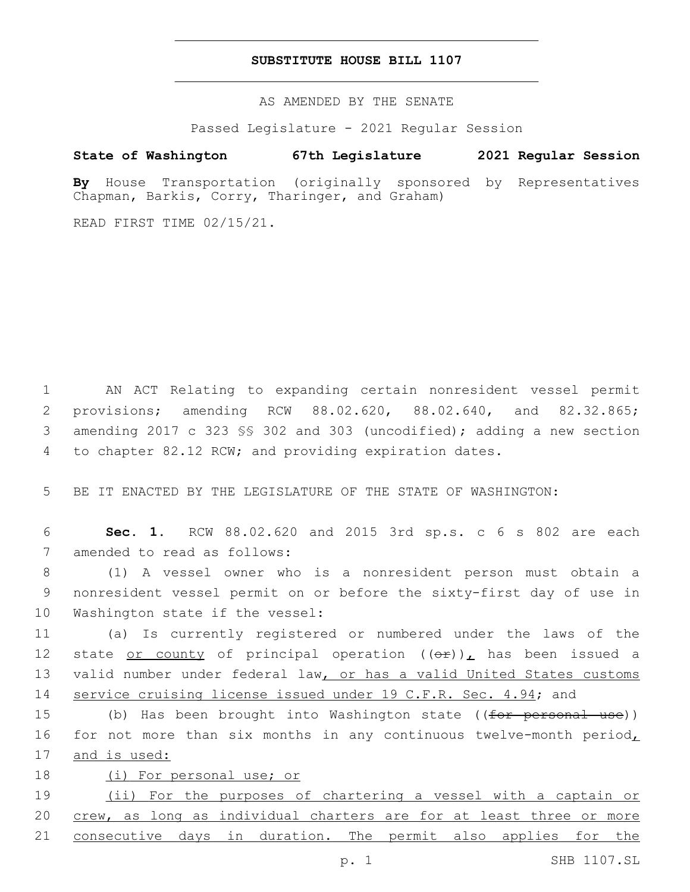# SUBSTITUTE HOUSE BILL 1107

AS AMENDED BY THE SENATE

Passed Legislature - 2021 Regular Session

**State of Washington 67th Legislature 2021 Regular Session**

**By** House Transportation (originally sponsored by Representatives Chapman, Barkis, Corry, Tharinger, and Graham)

READ FIRST TIME 02/15/21.

1 AN ACT Relating to expanding certain nonresident vessel permit
2 provisions; amending RCW 88.02.620, 88.02.640, and 82.32.865;
3 amending 2017 c 323 §§ 302 and 303 (uncodified); adding a new section
4 to chapter 82.12 RCW; and providing expiration dates.

5 BE IT ENACTED BY THE LEGISLATURE OF THE STATE OF WASHINGTON:

6 **Sec. 1.** RCW 88.02.620 and 2015 3rd sp.s. c 6 s 802 are each
7 amended to read as follows:

8 (1) A vessel owner who is a nonresident person must obtain a
9 nonresident vessel permit on or before the sixty-first day of use in
10 Washington state if the vessel:

11 (a) Is currently registered or numbered under the laws of the
12 state or county of principal operation ((~~or~~)), has been issued a
13 valid number under federal law, or has a valid United States customs
14 service cruising license issued under 19 C.F.R. Sec. 4.94; and

15 (b) Has been brought into Washington state ((~~for personal use~~))
16 for not more than six months in any continuous twelve-month period,
17 and is used:

18 (i) For personal use; or

19 (ii) For the purposes of chartering a vessel with a captain or
20 crew, as long as individual charters are for at least three or more
21 consecutive days in duration. The permit also applies for the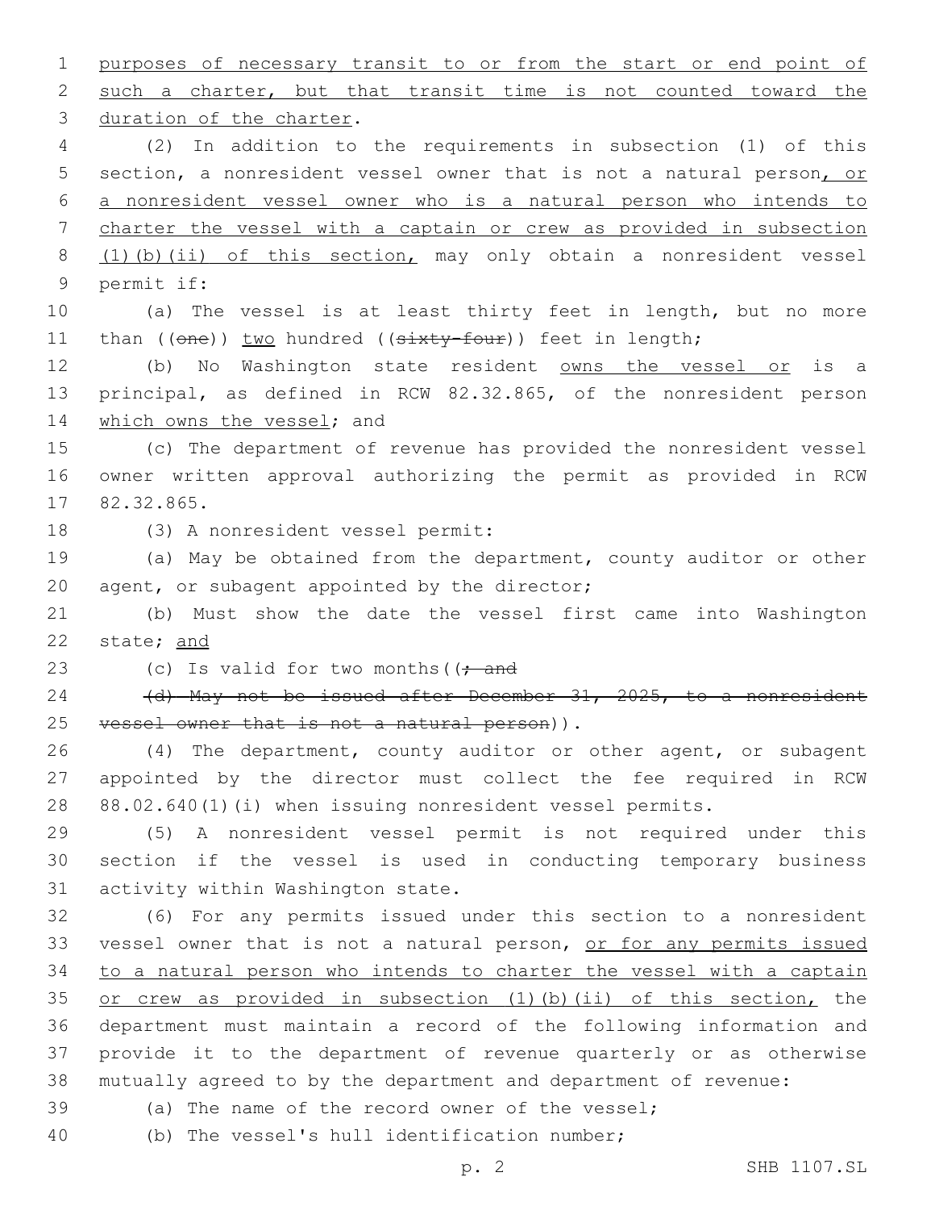purposes of necessary transit to or from the start or end point of such a charter, but that transit time is not counted toward the duration of the charter.

(2) In addition to the requirements in subsection (1) of this section, a nonresident vessel owner that is not a natural person, or a nonresident vessel owner who is a natural person who intends to charter the vessel with a captain or crew as provided in subsection (1)(b)(ii) of this section, may only obtain a nonresident vessel permit if:

(a) The vessel is at least thirty feet in length, but no more than ((one)) two hundred ((sixty-four)) feet in length;

(b) No Washington state resident owns the vessel or is a principal, as defined in RCW 82.32.865, of the nonresident person which owns the vessel; and

(c) The department of revenue has provided the nonresident vessel owner written approval authorizing the permit as provided in RCW 82.32.865.

(3) A nonresident vessel permit:

(a) May be obtained from the department, county auditor or other agent, or subagent appointed by the director;

(b) Must show the date the vessel first came into Washington state; and

(c) Is valid for two months((; and

(d) May not be issued after December 31, 2025, to a nonresident vessel owner that is not a natural person)).

(4) The department, county auditor or other agent, or subagent appointed by the director must collect the fee required in RCW 88.02.640(1)(i) when issuing nonresident vessel permits.

(5) A nonresident vessel permit is not required under this section if the vessel is used in conducting temporary business activity within Washington state.

(6) For any permits issued under this section to a nonresident vessel owner that is not a natural person, or for any permits issued to a natural person who intends to charter the vessel with a captain or crew as provided in subsection (1)(b)(ii) of this section, the department must maintain a record of the following information and provide it to the department of revenue quarterly or as otherwise mutually agreed to by the department and department of revenue:

(a) The name of the record owner of the vessel;

(b) The vessel's hull identification number;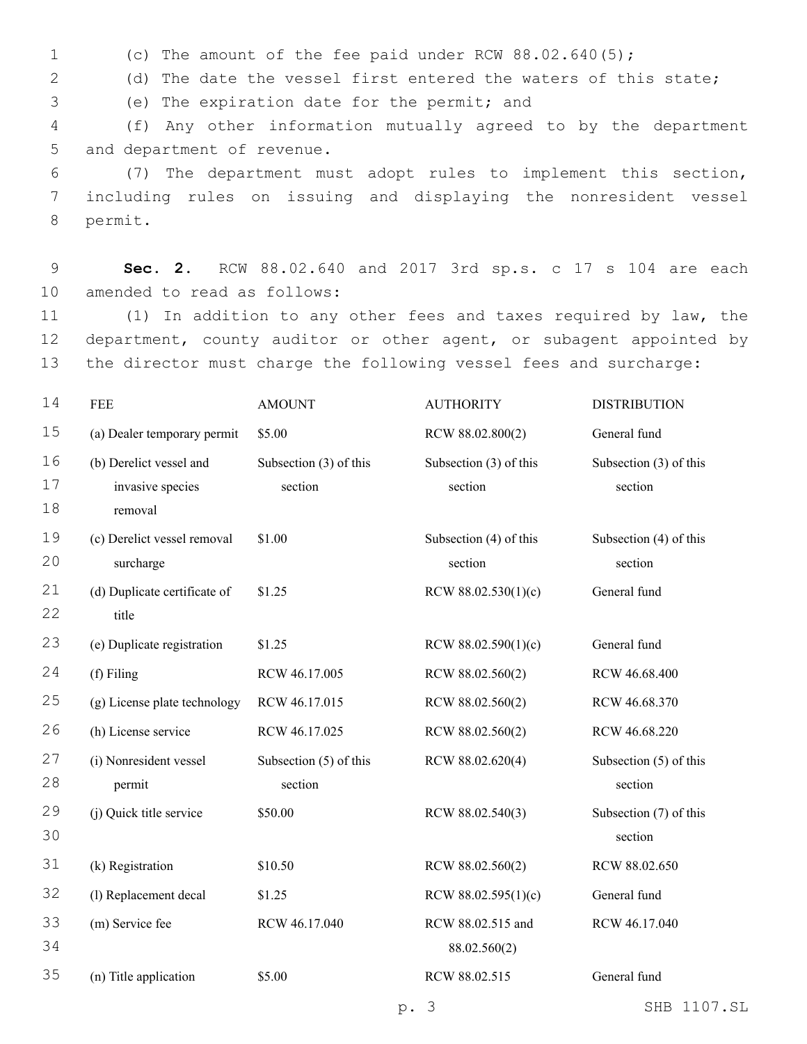(c) The amount of the fee paid under RCW 88.02.640(5);

(d) The date the vessel first entered the waters of this state;

(e) The expiration date for the permit; and

(f) Any other information mutually agreed to by the department and department of revenue.

(7) The department must adopt rules to implement this section, including rules on issuing and displaying the nonresident vessel permit.

**Sec. 2.** RCW 88.02.640 and 2017 3rd sp.s. c 17 s 104 are each amended to read as follows:

(1) In addition to any other fees and taxes required by law, the department, county auditor or other agent, or subagent appointed by the director must charge the following vessel fees and surcharge:

| FEE | AMOUNT | AUTHORITY | DISTRIBUTION |
|---|---|---|---|
| (a) Dealer temporary permit | $5.00 | RCW 88.02.800(2) | General fund |
| (b) Derelict vessel and invasive species removal | Subsection (3) of this section | Subsection (3) of this section | Subsection (3) of this section |
| (c) Derelict vessel removal surcharge | $1.00 | Subsection (4) of this section | Subsection (4) of this section |
| (d) Duplicate certificate of title | $1.25 | RCW 88.02.530(1)(c) | General fund |
| (e) Duplicate registration | $1.25 | RCW 88.02.590(1)(c) | General fund |
| (f) Filing | RCW 46.17.005 | RCW 88.02.560(2) | RCW 46.68.400 |
| (g) License plate technology | RCW 46.17.015 | RCW 88.02.560(2) | RCW 46.68.370 |
| (h) License service | RCW 46.17.025 | RCW 88.02.560(2) | RCW 46.68.220 |
| (i) Nonresident vessel permit | Subsection (5) of this section | RCW 88.02.620(4) | Subsection (5) of this section |
| (j) Quick title service | $50.00 | RCW 88.02.540(3) | Subsection (7) of this section |
| (k) Registration | $10.50 | RCW 88.02.560(2) | RCW 88.02.650 |
| (l) Replacement decal | $1.25 | RCW 88.02.595(1)(c) | General fund |
| (m) Service fee | RCW 46.17.040 | RCW 88.02.515 and 88.02.560(2) | RCW 46.17.040 |
| (n) Title application | $5.00 | RCW 88.02.515 | General fund |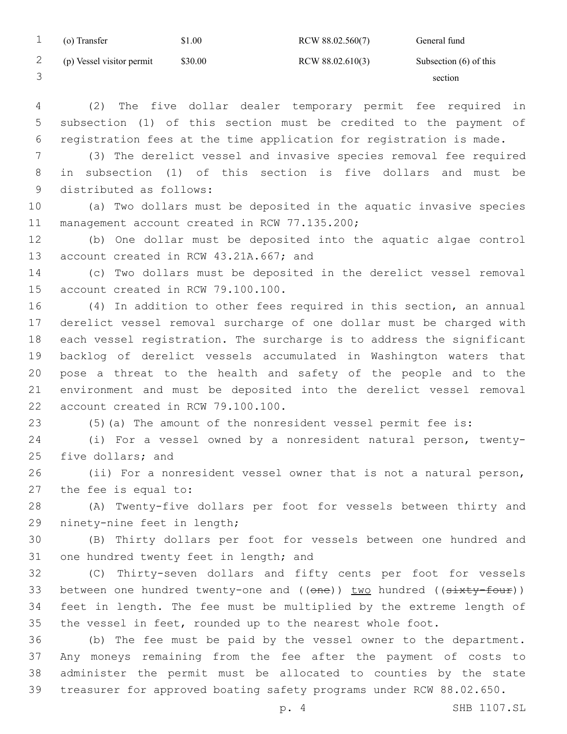| (o) Transfer | $1.00 | RCW 88.02.560(7) | General fund |
| --- | --- | --- | --- |
| (p) Vessel visitor permit | $30.00 | RCW 88.02.610(3) | Subsection (6) of this section |

(2) The five dollar dealer temporary permit fee required in subsection (1) of this section must be credited to the payment of registration fees at the time application for registration is made.

(3) The derelict vessel and invasive species removal fee required in subsection (1) of this section is five dollars and must be distributed as follows:

(a) Two dollars must be deposited in the aquatic invasive species management account created in RCW 77.135.200;

(b) One dollar must be deposited into the aquatic algae control account created in RCW 43.21A.667; and

(c) Two dollars must be deposited in the derelict vessel removal account created in RCW 79.100.100.

(4) In addition to other fees required in this section, an annual derelict vessel removal surcharge of one dollar must be charged with each vessel registration. The surcharge is to address the significant backlog of derelict vessels accumulated in Washington waters that pose a threat to the health and safety of the people and to the environment and must be deposited into the derelict vessel removal account created in RCW 79.100.100.

(5)(a) The amount of the nonresident vessel permit fee is:

(i) For a vessel owned by a nonresident natural person, twenty-five dollars; and

(ii) For a nonresident vessel owner that is not a natural person, the fee is equal to:

(A) Twenty-five dollars per foot for vessels between thirty and ninety-nine feet in length;

(B) Thirty dollars per foot for vessels between one hundred and one hundred twenty feet in length; and

(C) Thirty-seven dollars and fifty cents per foot for vessels between one hundred twenty-one and ((~~one~~)) <u>two</u> hundred ((~~sixty-four~~)) feet in length. The fee must be multiplied by the extreme length of the vessel in feet, rounded up to the nearest whole foot.

(b) The fee must be paid by the vessel owner to the department. Any moneys remaining from the fee after the payment of costs to administer the permit must be allocated to counties by the state treasurer for approved boating safety programs under RCW 88.02.650.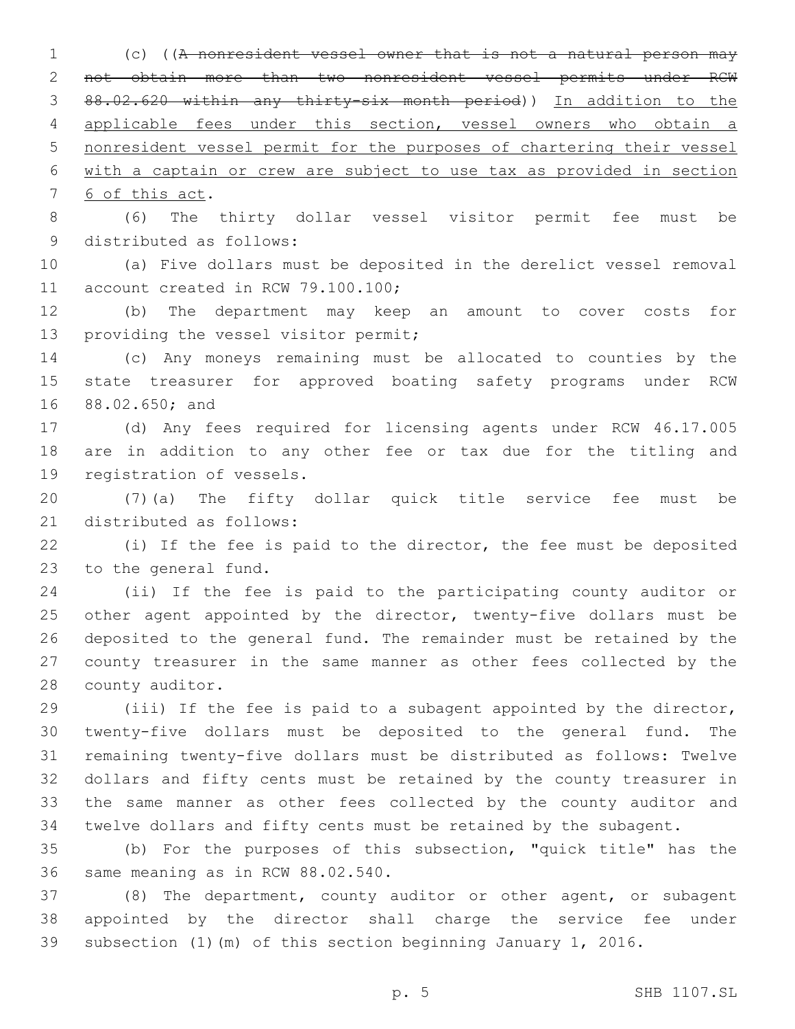(c) ((~~A nonresident vessel owner that is not a natural person may not obtain more than two nonresident vessel permits under RCW 88.02.620 within any thirty-six month period~~)) <u>In addition to the applicable fees under this section, vessel owners who obtain a nonresident vessel permit for the purposes of chartering their vessel with a captain or crew are subject to use tax as provided in section 6 of this act</u>.

(6) The thirty dollar vessel visitor permit fee must be distributed as follows:

(a) Five dollars must be deposited in the derelict vessel removal account created in RCW 79.100.100;

(b) The department may keep an amount to cover costs for providing the vessel visitor permit;

(c) Any moneys remaining must be allocated to counties by the state treasurer for approved boating safety programs under RCW 88.02.650; and

(d) Any fees required for licensing agents under RCW 46.17.005 are in addition to any other fee or tax due for the titling and registration of vessels.

(7)(a) The fifty dollar quick title service fee must be distributed as follows:

(i) If the fee is paid to the director, the fee must be deposited to the general fund.

(ii) If the fee is paid to the participating county auditor or other agent appointed by the director, twenty-five dollars must be deposited to the general fund. The remainder must be retained by the county treasurer in the same manner as other fees collected by the county auditor.

(iii) If the fee is paid to a subagent appointed by the director, twenty-five dollars must be deposited to the general fund. The remaining twenty-five dollars must be distributed as follows: Twelve dollars and fifty cents must be retained by the county treasurer in the same manner as other fees collected by the county auditor and twelve dollars and fifty cents must be retained by the subagent.

(b) For the purposes of this subsection, "quick title" has the same meaning as in RCW 88.02.540.

(8) The department, county auditor or other agent, or subagent appointed by the director shall charge the service fee under subsection (1)(m) of this section beginning January 1, 2016.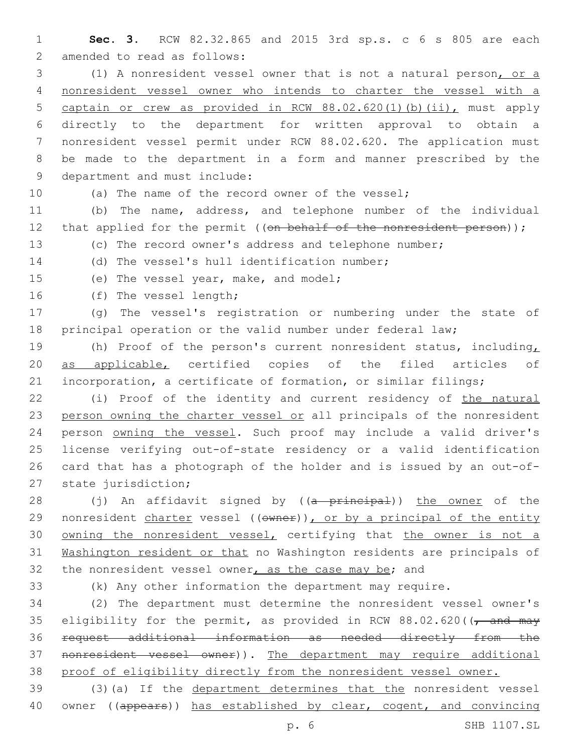**Sec. 3.** RCW 82.32.865 and 2015 3rd sp.s. c 6 s 805 are each amended to read as follows:

(1) A nonresident vessel owner that is not a natural person, or a nonresident vessel owner who intends to charter the vessel with a captain or crew as provided in RCW 88.02.620(1)(b)(ii), must apply directly to the department for written approval to obtain a nonresident vessel permit under RCW 88.02.620. The application must be made to the department in a form and manner prescribed by the department and must include:

(a) The name of the record owner of the vessel;

(b) The name, address, and telephone number of the individual that applied for the permit ((~~on behalf of the nonresident person~~));

(c) The record owner's address and telephone number;

(d) The vessel's hull identification number;

(e) The vessel year, make, and model;

(f) The vessel length;

(g) The vessel's registration or numbering under the state of principal operation or the valid number under federal law;

(h) Proof of the person's current nonresident status, including, as applicable, certified copies of the filed articles of incorporation, a certificate of formation, or similar filings;

(i) Proof of the identity and current residency of the natural person owning the charter vessel or all principals of the nonresident person owning the vessel. Such proof may include a valid driver's license verifying out-of-state residency or a valid identification card that has a photograph of the holder and is issued by an out-of-state jurisdiction;

(j) An affidavit signed by ((~~a principal~~)) the owner of the nonresident charter vessel ((~~owner~~)), or by a principal of the entity owning the nonresident vessel, certifying that the owner is not a Washington resident or that no Washington residents are principals of the nonresident vessel owner, as the case may be; and

(k) Any other information the department may require.

(2) The department must determine the nonresident vessel owner's eligibility for the permit, as provided in RCW 88.02.620((~~, and may request additional information as needed directly from the nonresident vessel owner~~)). The department may require additional proof of eligibility directly from the nonresident vessel owner.

(3)(a) If the department determines that the nonresident vessel owner ((~~appears~~)) has established by clear, cogent, and convincing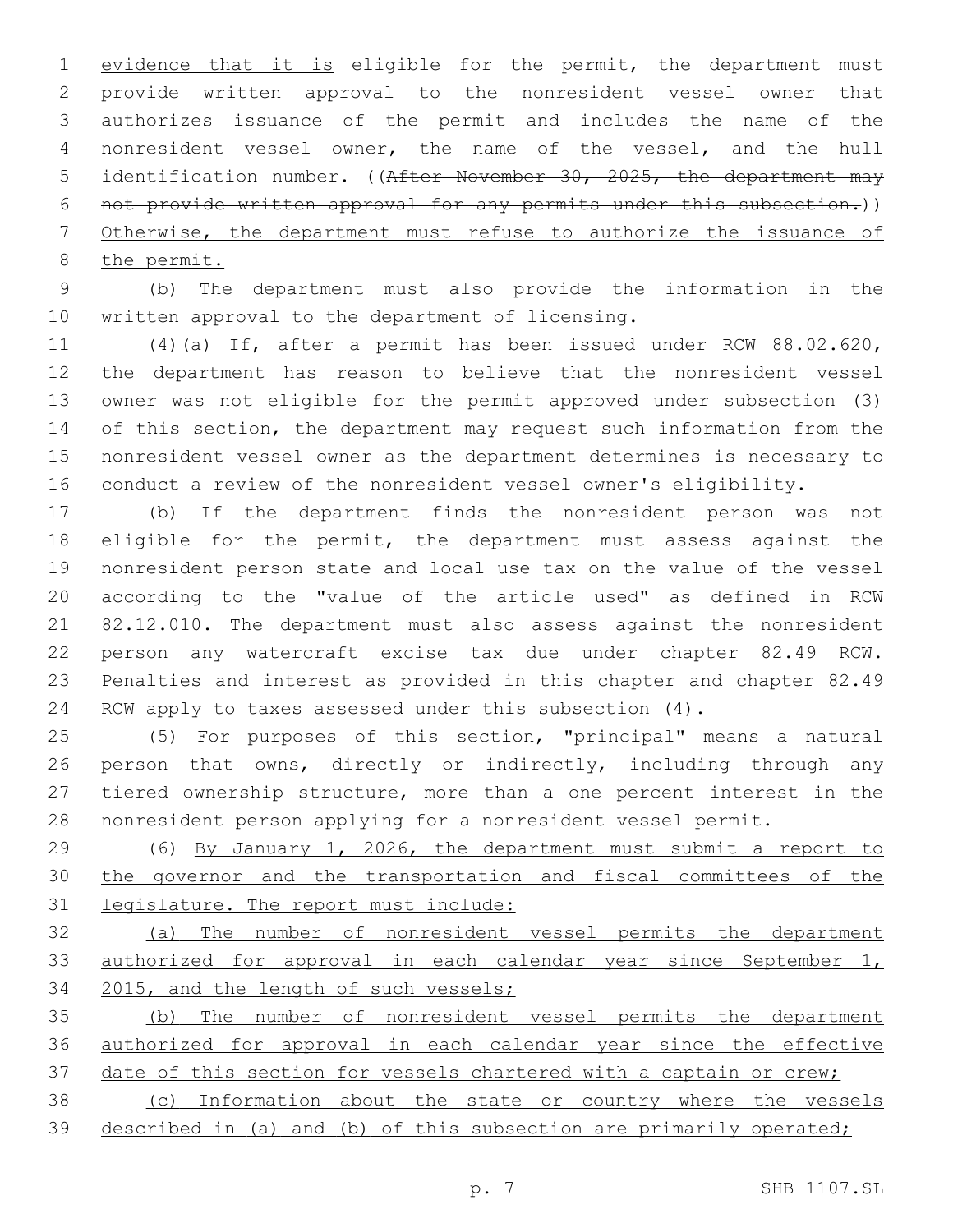evidence that it is eligible for the permit, the department must provide written approval to the nonresident vessel owner that authorizes issuance of the permit and includes the name of the nonresident vessel owner, the name of the vessel, and the hull identification number. ((~~After November 30, 2025, the department may not provide written approval for any permits under this subsection.~~)) Otherwise, the department must refuse to authorize the issuance of the permit.

(b) The department must also provide the information in the written approval to the department of licensing.

(4)(a) If, after a permit has been issued under RCW 88.02.620, the department has reason to believe that the nonresident vessel owner was not eligible for the permit approved under subsection (3) of this section, the department may request such information from the nonresident vessel owner as the department determines is necessary to conduct a review of the nonresident vessel owner's eligibility.

(b) If the department finds the nonresident person was not eligible for the permit, the department must assess against the nonresident person state and local use tax on the value of the vessel according to the "value of the article used" as defined in RCW 82.12.010. The department must also assess against the nonresident person any watercraft excise tax due under chapter 82.49 RCW. Penalties and interest as provided in this chapter and chapter 82.49 RCW apply to taxes assessed under this subsection (4).

(5) For purposes of this section, "principal" means a natural person that owns, directly or indirectly, including through any tiered ownership structure, more than a one percent interest in the nonresident person applying for a nonresident vessel permit.

(6) By January 1, 2026, the department must submit a report to the governor and the transportation and fiscal committees of the legislature. The report must include:

(a) The number of nonresident vessel permits the department authorized for approval in each calendar year since September 1, 2015, and the length of such vessels;

(b) The number of nonresident vessel permits the department authorized for approval in each calendar year since the effective date of this section for vessels chartered with a captain or crew;

(c) Information about the state or country where the vessels described in (a) and (b) of this subsection are primarily operated;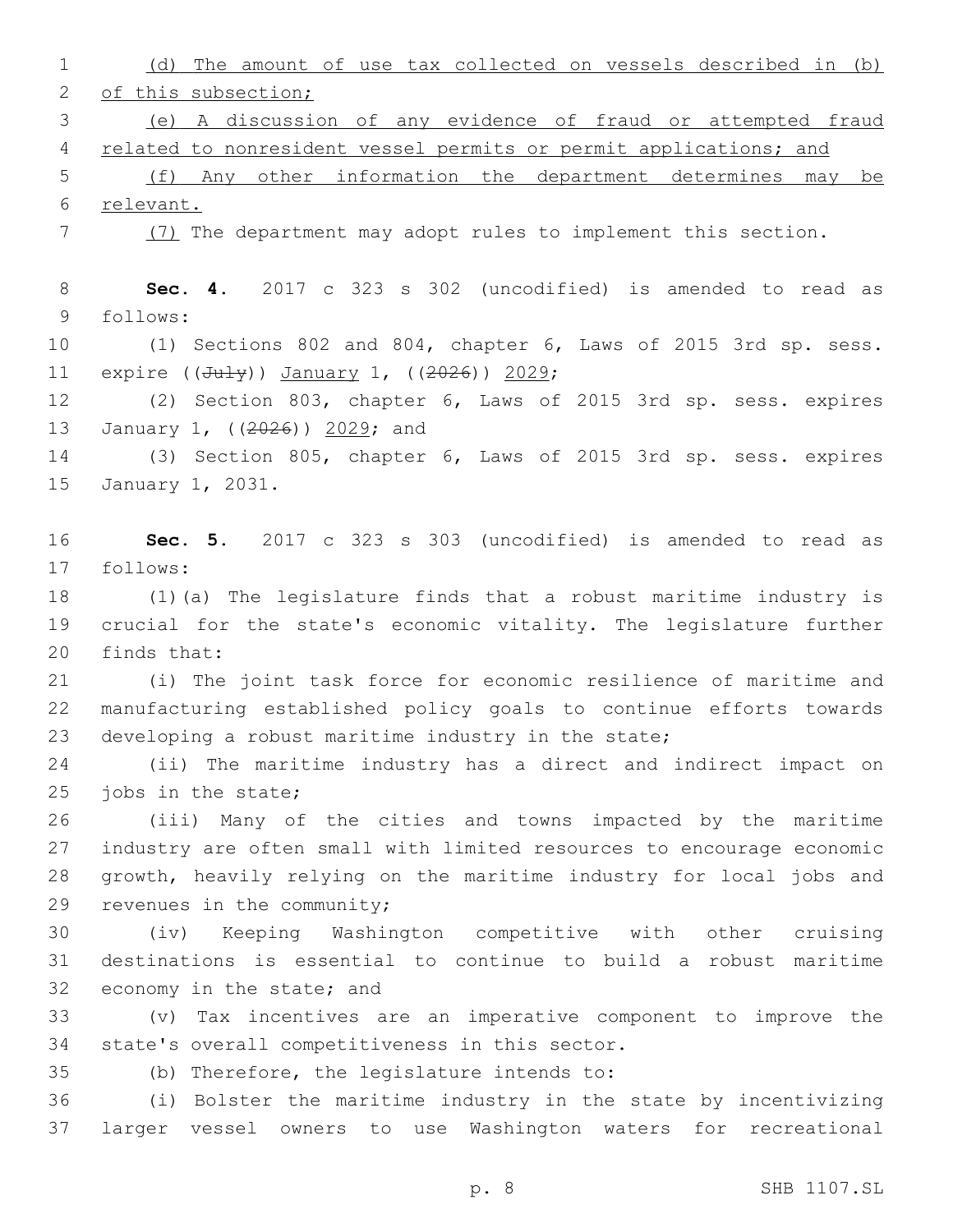(d) The amount of use tax collected on vessels described in (b) of this subsection;

(e) A discussion of any evidence of fraud or attempted fraud related to nonresident vessel permits or permit applications; and

(f) Any other information the department determines may be relevant.

(7) The department may adopt rules to implement this section.

**Sec. 4.** 2017 c 323 s 302 (uncodified) is amended to read as follows:

(1) Sections 802 and 804, chapter 6, Laws of 2015 3rd sp. sess. expire ((~~July~~)) January 1, ((~~2026~~)) 2029;

(2) Section 803, chapter 6, Laws of 2015 3rd sp. sess. expires January 1, ((~~2026~~)) 2029; and

(3) Section 805, chapter 6, Laws of 2015 3rd sp. sess. expires January 1, 2031.

**Sec. 5.** 2017 c 323 s 303 (uncodified) is amended to read as follows:

(1)(a) The legislature finds that a robust maritime industry is crucial for the state's economic vitality. The legislature further finds that:

(i) The joint task force for economic resilience of maritime and manufacturing established policy goals to continue efforts towards developing a robust maritime industry in the state;

(ii) The maritime industry has a direct and indirect impact on jobs in the state;

(iii) Many of the cities and towns impacted by the maritime industry are often small with limited resources to encourage economic growth, heavily relying on the maritime industry for local jobs and revenues in the community;

(iv) Keeping Washington competitive with other cruising destinations is essential to continue to build a robust maritime economy in the state; and

(v) Tax incentives are an imperative component to improve the state's overall competitiveness in this sector.

(b) Therefore, the legislature intends to:

(i) Bolster the maritime industry in the state by incentivizing larger vessel owners to use Washington waters for recreational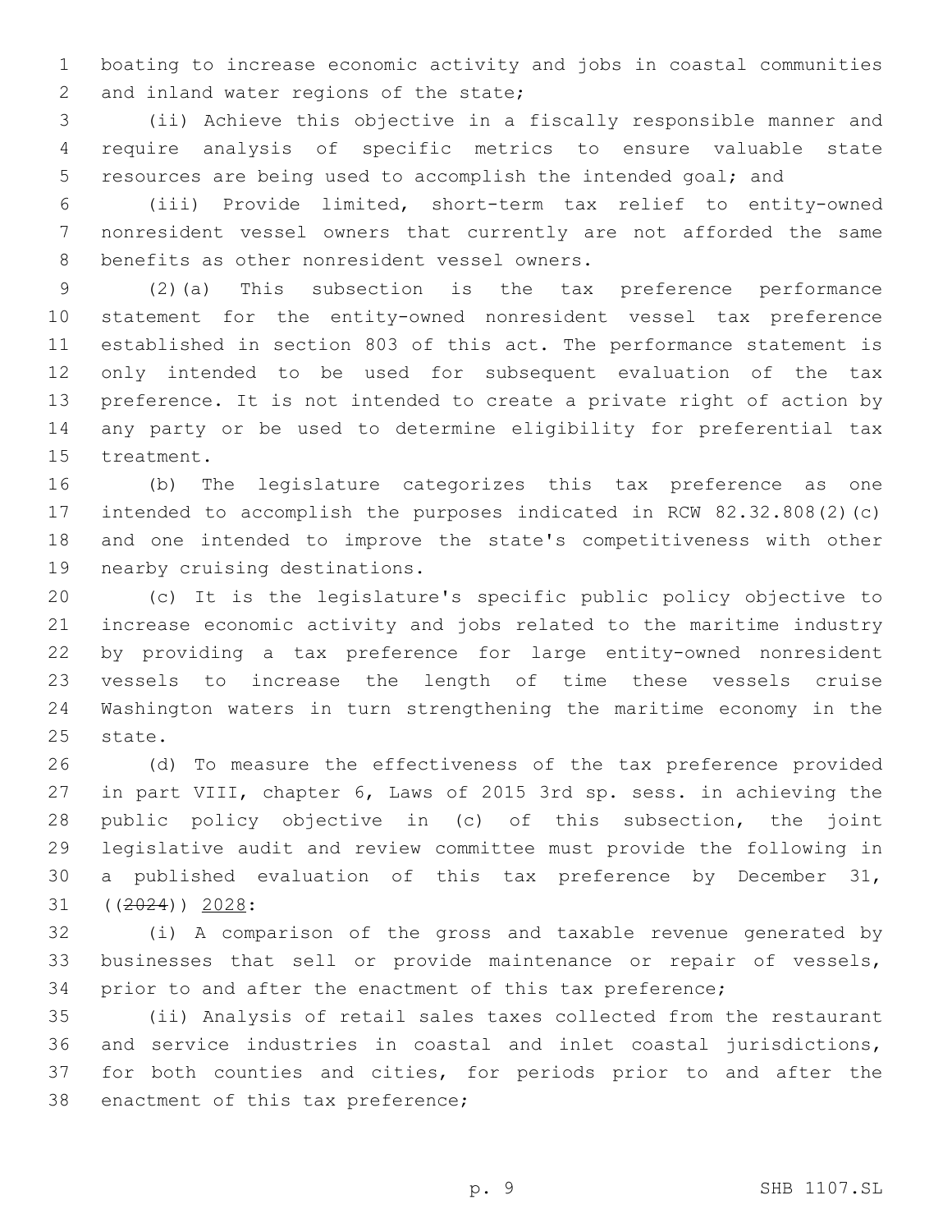boating to increase economic activity and jobs in coastal communities and inland water regions of the state;

(ii) Achieve this objective in a fiscally responsible manner and require analysis of specific metrics to ensure valuable state resources are being used to accomplish the intended goal; and

(iii) Provide limited, short-term tax relief to entity-owned nonresident vessel owners that currently are not afforded the same benefits as other nonresident vessel owners.

(2)(a) This subsection is the tax preference performance statement for the entity-owned nonresident vessel tax preference established in section 803 of this act. The performance statement is only intended to be used for subsequent evaluation of the tax preference. It is not intended to create a private right of action by any party or be used to determine eligibility for preferential tax treatment.

(b) The legislature categorizes this tax preference as one intended to accomplish the purposes indicated in RCW 82.32.808(2)(c) and one intended to improve the state's competitiveness with other nearby cruising destinations.

(c) It is the legislature's specific public policy objective to increase economic activity and jobs related to the maritime industry by providing a tax preference for large entity-owned nonresident vessels to increase the length of time these vessels cruise Washington waters in turn strengthening the maritime economy in the state.

(d) To measure the effectiveness of the tax preference provided in part VIII, chapter 6, Laws of 2015 3rd sp. sess. in achieving the public policy objective in (c) of this subsection, the joint legislative audit and review committee must provide the following in a published evaluation of this tax preference by December 31, ((~~2024~~)) <u>2028</u>:

(i) A comparison of the gross and taxable revenue generated by businesses that sell or provide maintenance or repair of vessels, prior to and after the enactment of this tax preference;

(ii) Analysis of retail sales taxes collected from the restaurant and service industries in coastal and inlet coastal jurisdictions, for both counties and cities, for periods prior to and after the enactment of this tax preference;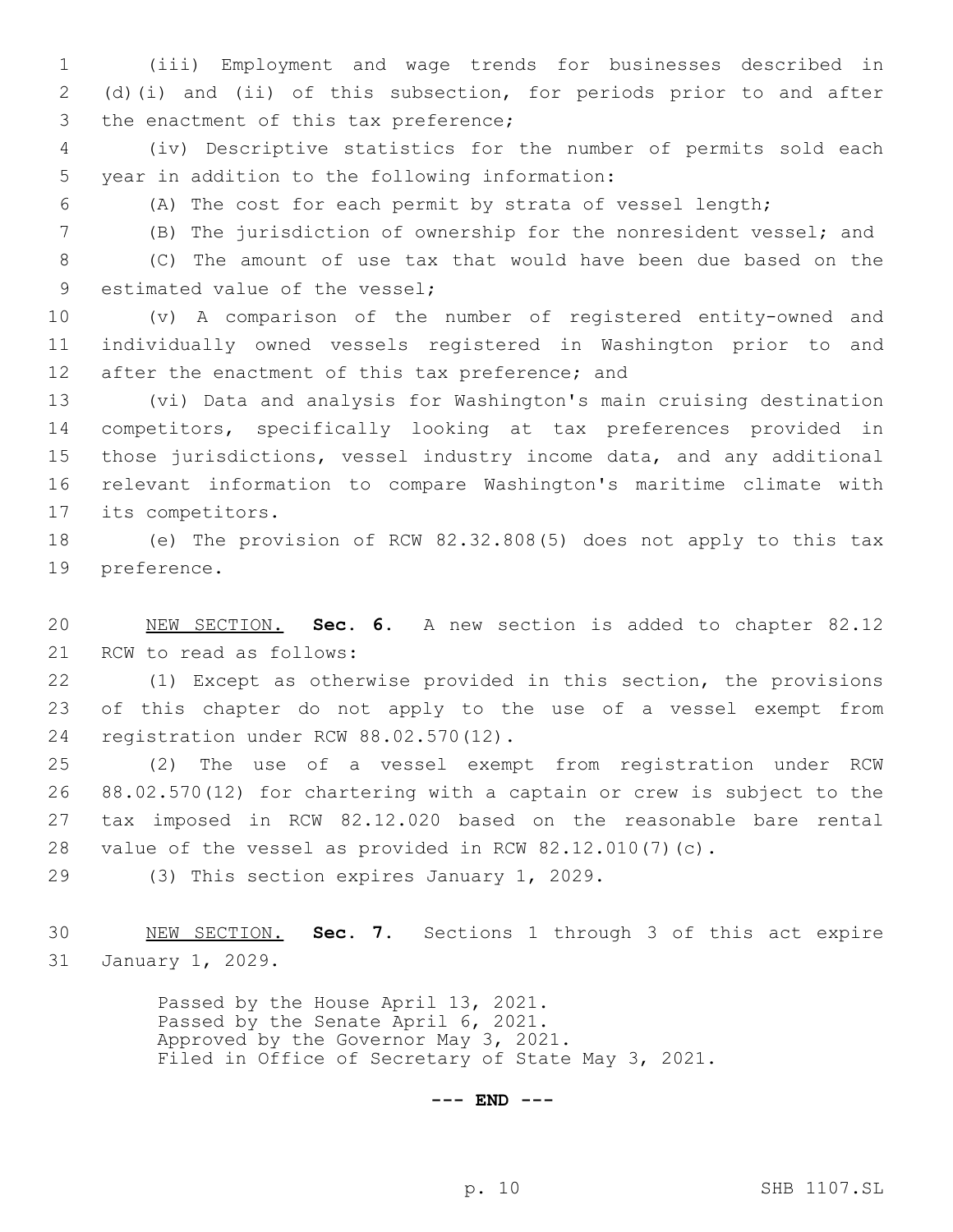(iii) Employment and wage trends for businesses described in (d)(i) and (ii) of this subsection, for periods prior to and after the enactment of this tax preference;

(iv) Descriptive statistics for the number of permits sold each year in addition to the following information:

(A) The cost for each permit by strata of vessel length;

(B) The jurisdiction of ownership for the nonresident vessel; and

(C) The amount of use tax that would have been due based on the estimated value of the vessel;

(v) A comparison of the number of registered entity-owned and individually owned vessels registered in Washington prior to and after the enactment of this tax preference; and

(vi) Data and analysis for Washington's main cruising destination competitors, specifically looking at tax preferences provided in those jurisdictions, vessel industry income data, and any additional relevant information to compare Washington's maritime climate with its competitors.

(e) The provision of RCW 82.32.808(5) does not apply to this tax preference.

NEW SECTION. **Sec. 6.** A new section is added to chapter 82.12 RCW to read as follows:

(1) Except as otherwise provided in this section, the provisions of this chapter do not apply to the use of a vessel exempt from registration under RCW 88.02.570(12).

(2) The use of a vessel exempt from registration under RCW 88.02.570(12) for chartering with a captain or crew is subject to the tax imposed in RCW 82.12.020 based on the reasonable bare rental value of the vessel as provided in RCW 82.12.010(7)(c).

(3) This section expires January 1, 2029.

NEW SECTION. **Sec. 7.** Sections 1 through 3 of this act expire January 1, 2029.

Passed by the House April 13, 2021.
Passed by the Senate April 6, 2021.
Approved by the Governor May 3, 2021.
Filed in Office of Secretary of State May 3, 2021.

**--- END ---**